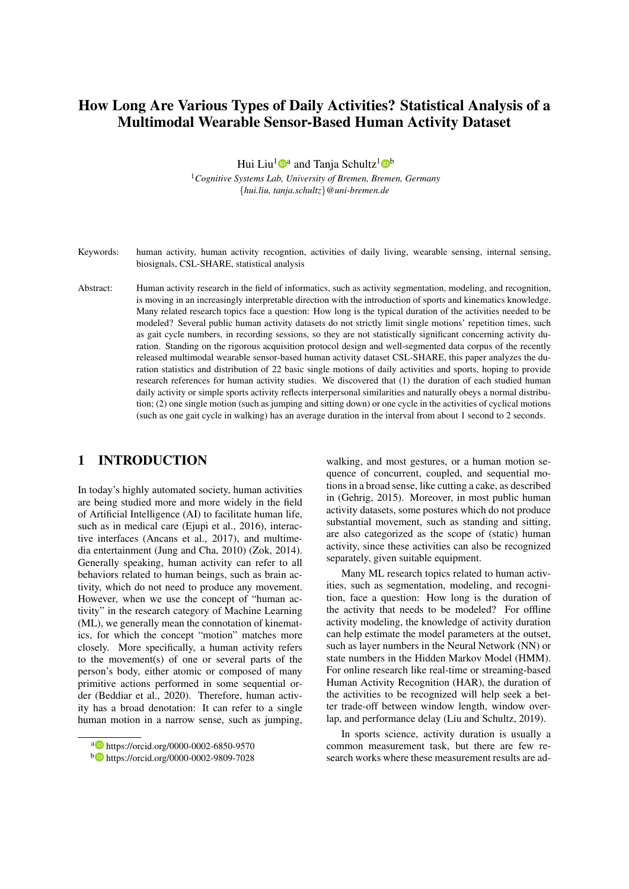# How Long Are Various Types of Daily Activities? Statistical Analysis of a Multimodal Wearable Sensor-Based Human Activity Dataset

Hui Liu[1][a] and Tanja Schultz[1][b]

[1]*Cognitive Systems Lab, University of Bremen, Bremen, Germany*
{*hui.liu, tanja.schultz*}*@uni-bremen.de*

Keywords: human activity, human activity recogntion, activities of daily living, wearable sensing, internal sensing, biosignals, CSL-SHARE, statistical analysis

Abstract: Human activity research in the field of informatics, such as activity segmentation, modeling, and recognition, is moving in an increasingly interpretable direction with the introduction of sports and kinematics knowledge. Many related research topics face a question: How long is the typical duration of the activities needed to be modeled? Several public human activity datasets do not strictly limit single motions' repetition times, such as gait cycle numbers, in recording sessions, so they are not statistically significant concerning activity duration. Standing on the rigorous acquisition protocol design and well-segmented data corpus of the recently released multimodal wearable sensor-based human activity dataset CSL-SHARE, this paper analyzes the duration statistics and distribution of 22 basic single motions of daily activities and sports, hoping to provide research references for human activity studies. We discovered that (1) the duration of each studied human daily activity or simple sports activity reflects interpersonal similarities and naturally obeys a normal distribution; (2) one single motion (such as jumping and sitting down) or one cycle in the activities of cyclical motions (such as one gait cycle in walking) has an average duration in the interval from about 1 second to 2 seconds.

## 1 INTRODUCTION

In today's highly automated society, human activities are being studied more and more widely in the field of Artificial Intelligence (AI) to facilitate human life, such as in medical care (Ejupi et al., 2016), interactive interfaces (Ancans et al., 2017), and multimedia entertainment (Jung and Cha, 2010) (Zok, 2014). Generally speaking, human activity can refer to all behaviors related to human beings, such as brain activity, which do not need to produce any movement. However, when we use the concept of "human activity" in the research category of Machine Learning (ML), we generally mean the connotation of kinematics, for which the concept "motion" matches more closely. More specifically, a human activity refers to the movement(s) of one or several parts of the person's body, either atomic or composed of many primitive actions performed in some sequential order (Beddiar et al., 2020). Therefore, human activity has a broad denotation: It can refer to a single human motion in a narrow sense, such as jumping, walking, and most gestures, or a human motion sequence of concurrent, coupled, and sequential motions in a broad sense, like cutting a cake, as described in (Gehrig, 2015). Moreover, in most public human activity datasets, some postures which do not produce substantial movement, such as standing and sitting, are also categorized as the scope of (static) human activity, since these activities can also be recognized separately, given suitable equipment.

Many ML research topics related to human activities, such as segmentation, modeling, and recognition, face a question: How long is the duration of the activity that needs to be modeled? For offline activity modeling, the knowledge of activity duration can help estimate the model parameters at the outset, such as layer numbers in the Neural Network (NN) or state numbers in the Hidden Markov Model (HMM). For online research like real-time or streaming-based Human Activity Recognition (HAR), the duration of the activities to be recognized will help seek a better trade-off between window length, window overlap, and performance delay (Liu and Schultz, 2019).

In sports science, activity duration is usually a common measurement task, but there are few research works where these measurement results are ad-

[a] https://orcid.org/0000-0002-6850-9570
[b] https://orcid.org/0000-0002-9809-7028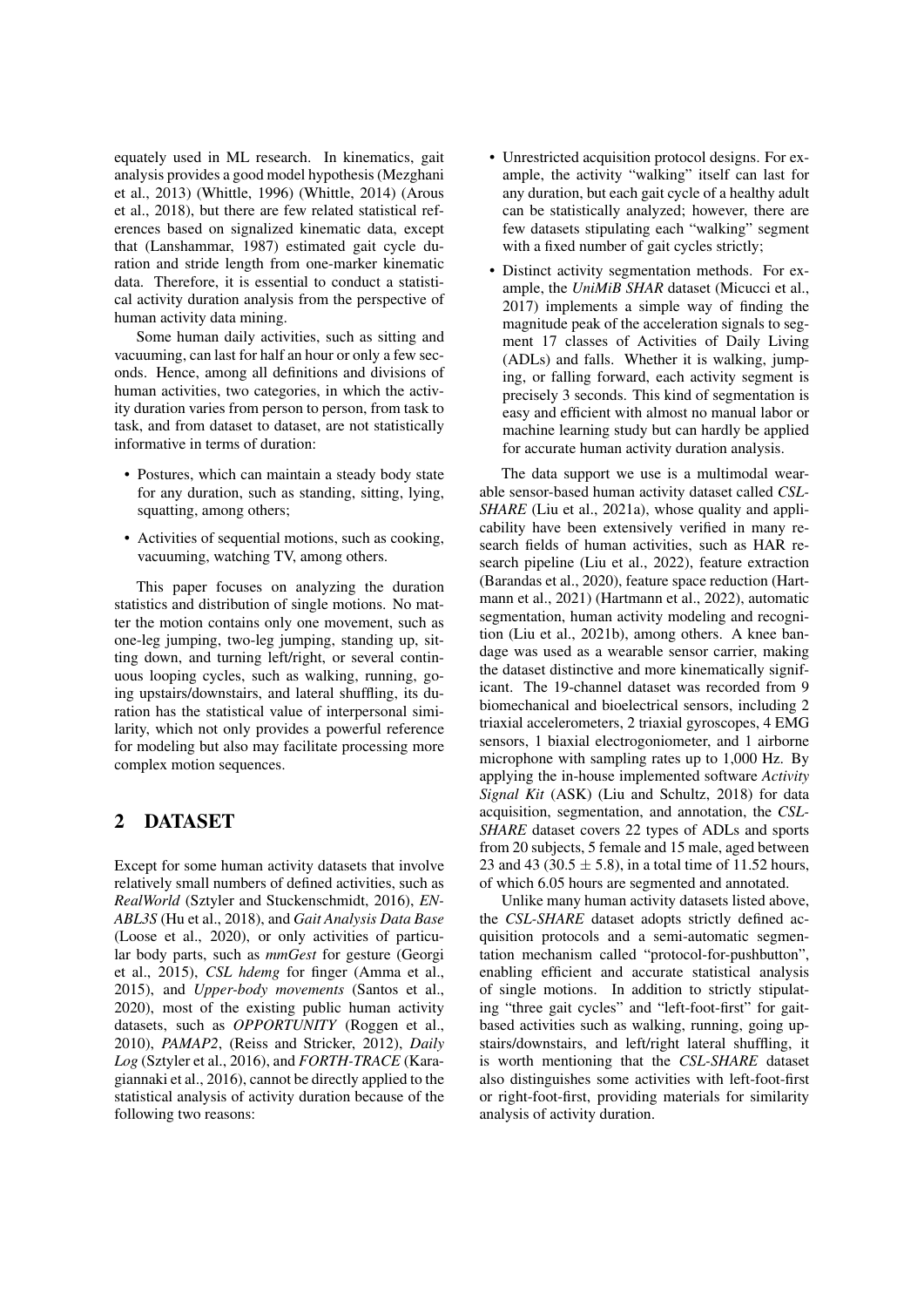equately used in ML research. In kinematics, gait analysis provides a good model hypothesis (Mezghani et al., 2013) (Whittle, 1996) (Whittle, 2014) (Arous et al., 2018), but there are few related statistical references based on signalized kinematic data, except that (Lanshammar, 1987) estimated gait cycle duration and stride length from one-marker kinematic data. Therefore, it is essential to conduct a statistical activity duration analysis from the perspective of human activity data mining.

Some human daily activities, such as sitting and vacuuming, can last for half an hour or only a few seconds. Hence, among all definitions and divisions of human activities, two categories, in which the activity duration varies from person to person, from task to task, and from dataset to dataset, are not statistically informative in terms of duration:

- Postures, which can maintain a steady body state for any duration, such as standing, sitting, lying, squatting, among others;
- Activities of sequential motions, such as cooking, vacuuming, watching TV, among others.

This paper focuses on analyzing the duration statistics and distribution of single motions. No matter the motion contains only one movement, such as one-leg jumping, two-leg jumping, standing up, sitting down, and turning left/right, or several continuous looping cycles, such as walking, running, going upstairs/downstairs, and lateral shuffling, its duration has the statistical value of interpersonal similarity, which not only provides a powerful reference for modeling but also may facilitate processing more complex motion sequences.

## 2 DATASET

Except for some human activity datasets that involve relatively small numbers of defined activities, such as *RealWorld* (Sztyler and Stuckenschmidt, 2016), *ENABL3S* (Hu et al., 2018), and *Gait Analysis Data Base* (Loose et al., 2020), or only activities of particular body parts, such as *mmGest* for gesture (Georgi et al., 2015), *CSL hdemg* for finger (Amma et al., 2015), and *Upper-body movements* (Santos et al., 2020), most of the existing public human activity datasets, such as *OPPORTUNITY* (Roggen et al., 2010), *PAMAP2*, (Reiss and Stricker, 2012), *Daily Log* (Sztyler et al., 2016), and *FORTH-TRACE* (Karagiannaki et al., 2016), cannot be directly applied to the statistical analysis of activity duration because of the following two reasons:

- Unrestricted acquisition protocol designs. For example, the activity "walking" itself can last for any duration, but each gait cycle of a healthy adult can be statistically analyzed; however, there are few datasets stipulating each "walking" segment with a fixed number of gait cycles strictly;
- Distinct activity segmentation methods. For example, the *UniMiB SHAR* dataset (Micucci et al., 2017) implements a simple way of finding the magnitude peak of the acceleration signals to segment 17 classes of Activities of Daily Living (ADLs) and falls. Whether it is walking, jumping, or falling forward, each activity segment is precisely 3 seconds. This kind of segmentation is easy and efficient with almost no manual labor or machine learning study but can hardly be applied for accurate human activity duration analysis.

The data support we use is a multimodal wearable sensor-based human activity dataset called *CSL-SHARE* (Liu et al., 2021a), whose quality and applicability have been extensively verified in many research fields of human activities, such as HAR research pipeline (Liu et al., 2022), feature extraction (Barandas et al., 2020), feature space reduction (Hartmann et al., 2021) (Hartmann et al., 2022), automatic segmentation, human activity modeling and recognition (Liu et al., 2021b), among others. A knee bandage was used as a wearable sensor carrier, making the dataset distinctive and more kinematically significant. The 19-channel dataset was recorded from 9 biomechanical and bioelectrical sensors, including 2 triaxial accelerometers, 2 triaxial gyroscopes, 4 EMG sensors, 1 biaxial electrogoniometer, and 1 airborne microphone with sampling rates up to 1,000 Hz. By applying the in-house implemented software *Activity Signal Kit* (ASK) (Liu and Schultz, 2018) for data acquisition, segmentation, and annotation, the *CSL-SHARE* dataset covers 22 types of ADLs and sports from 20 subjects, 5 female and 15 male, aged between 23 and 43 ($30.5 \pm 5.8$), in a total time of 11.52 hours, of which 6.05 hours are segmented and annotated.

Unlike many human activity datasets listed above, the *CSL-SHARE* dataset adopts strictly defined acquisition protocols and a semi-automatic segmentation mechanism called "protocol-for-pushbutton", enabling efficient and accurate statistical analysis of single motions. In addition to strictly stipulating "three gait cycles" and "left-foot-first" for gait-based activities such as walking, running, going upstairs/downstairs, and left/right lateral shuffling, it is worth mentioning that the *CSL-SHARE* dataset also distinguishes some activities with left-foot-first or right-foot-first, providing materials for similarity analysis of activity duration.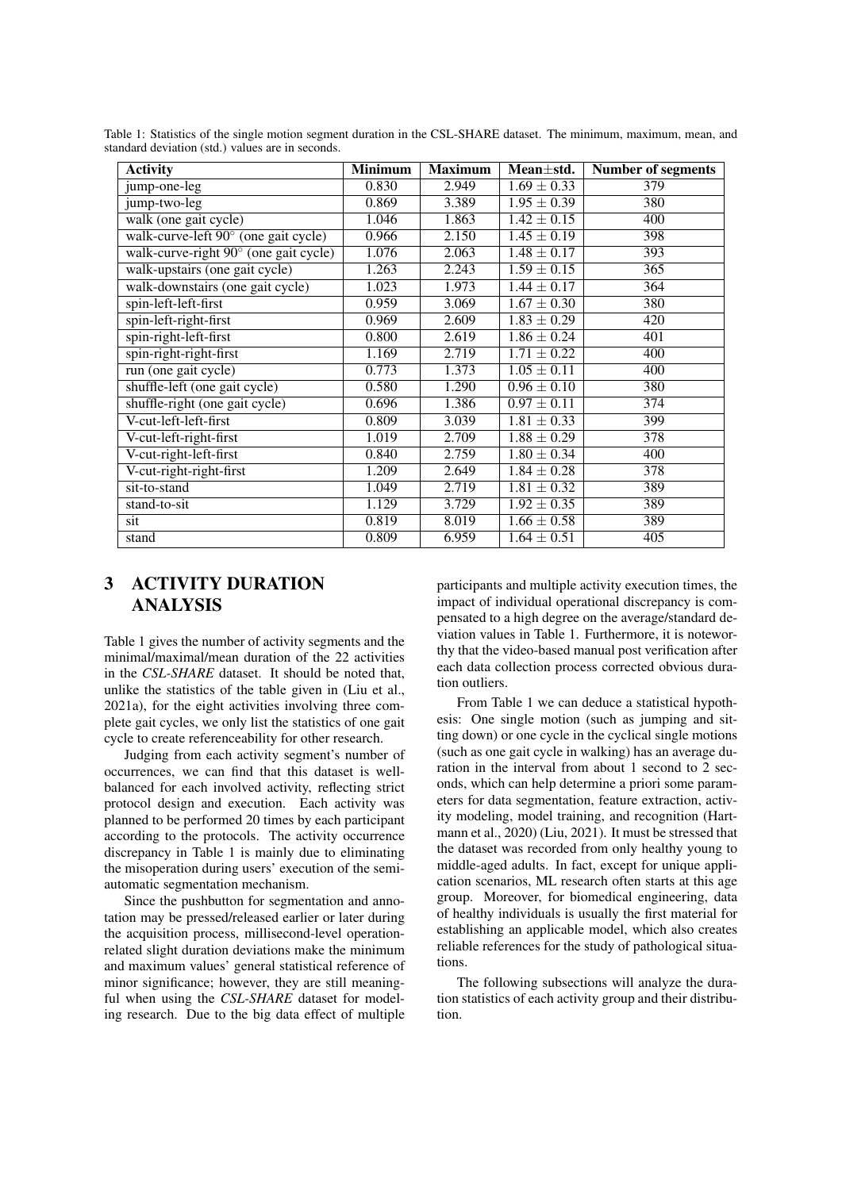Table 1: Statistics of the single motion segment duration in the CSL-SHARE dataset. The minimum, maximum, mean, and standard deviation (std.) values are in seconds.

| Activity | Minimum | Maximum | Mean±std. | Number of segments |
|---|---|---|---|---|
| jump-one-leg | 0.830 | 2.949 | $1.69 \pm 0.33$ | 379 |
| jump-two-leg | 0.869 | 3.389 | $1.95 \pm 0.39$ | 380 |
| walk (one gait cycle) | 1.046 | 1.863 | $1.42 \pm 0.15$ | 400 |
| walk-curve-left 90° (one gait cycle) | 0.966 | 2.150 | $1.45 \pm 0.19$ | 398 |
| walk-curve-right 90° (one gait cycle) | 1.076 | 2.063 | $1.48 \pm 0.17$ | 393 |
| walk-upstairs (one gait cycle) | 1.263 | 2.243 | $1.59 \pm 0.15$ | 365 |
| walk-downstairs (one gait cycle) | 1.023 | 1.973 | $1.44 \pm 0.17$ | 364 |
| spin-left-left-first | 0.959 | 3.069 | $1.67 \pm 0.30$ | 380 |
| spin-left-right-first | 0.969 | 2.609 | $1.83 \pm 0.29$ | 420 |
| spin-right-left-first | 0.800 | 2.619 | $1.86 \pm 0.24$ | 401 |
| spin-right-right-first | 1.169 | 2.719 | $1.71 \pm 0.22$ | 400 |
| run (one gait cycle) | 0.773 | 1.373 | $1.05 \pm 0.11$ | 400 |
| shuffle-left (one gait cycle) | 0.580 | 1.290 | $0.96 \pm 0.10$ | 380 |
| shuffle-right (one gait cycle) | 0.696 | 1.386 | $0.97 \pm 0.11$ | 374 |
| V-cut-left-left-first | 0.809 | 3.039 | $1.81 \pm 0.33$ | 399 |
| V-cut-left-right-first | 1.019 | 2.709 | $1.88 \pm 0.29$ | 378 |
| V-cut-right-left-first | 0.840 | 2.759 | $1.80 \pm 0.34$ | 400 |
| V-cut-right-right-first | 1.209 | 2.649 | $1.84 \pm 0.28$ | 378 |
| sit-to-stand | 1.049 | 2.719 | $1.81 \pm 0.32$ | 389 |
| stand-to-sit | 1.129 | 3.729 | $1.92 \pm 0.35$ | 389 |
| sit | 0.819 | 8.019 | $1.66 \pm 0.58$ | 389 |
| stand | 0.809 | 6.959 | $1.64 \pm 0.51$ | 405 |

# 3 ACTIVITY DURATION ANALYSIS

Table 1 gives the number of activity segments and the minimal/maximal/mean duration of the 22 activities in the *CSL-SHARE* dataset. It should be noted that, unlike the statistics of the table given in (Liu et al., 2021a), for the eight activities involving three complete gait cycles, we only list the statistics of one gait cycle to create referenceability for other research.

Judging from each activity segment's number of occurrences, we can find that this dataset is well-balanced for each involved activity, reflecting strict protocol design and execution. Each activity was planned to be performed 20 times by each participant according to the protocols. The activity occurrence discrepancy in Table 1 is mainly due to eliminating the misoperation during users' execution of the semi-automatic segmentation mechanism.

Since the pushbutton for segmentation and annotation may be pressed/released earlier or later during the acquisition process, millisecond-level operation-related slight duration deviations make the minimum and maximum values' general statistical reference of minor significance; however, they are still meaningful when using the *CSL-SHARE* dataset for modeling research. Due to the big data effect of multiple participants and multiple activity execution times, the impact of individual operational discrepancy is compensated to a high degree on the average/standard deviation values in Table 1. Furthermore, it is noteworthy that the video-based manual post verification after each data collection process corrected obvious duration outliers.

From Table 1 we can deduce a statistical hypothesis: One single motion (such as jumping and sitting down) or one cycle in the cyclical single motions (such as one gait cycle in walking) has an average duration in the interval from about 1 second to 2 seconds, which can help determine a priori some parameters for data segmentation, feature extraction, activity modeling, model training, and recognition (Hartmann et al., 2020) (Liu, 2021). It must be stressed that the dataset was recorded from only healthy young to middle-aged adults. In fact, except for unique application scenarios, ML research often starts at this age group. Moreover, for biomedical engineering, data of healthy individuals is usually the first material for establishing an applicable model, which also creates reliable references for the study of pathological situations.

The following subsections will analyze the duration statistics of each activity group and their distribution.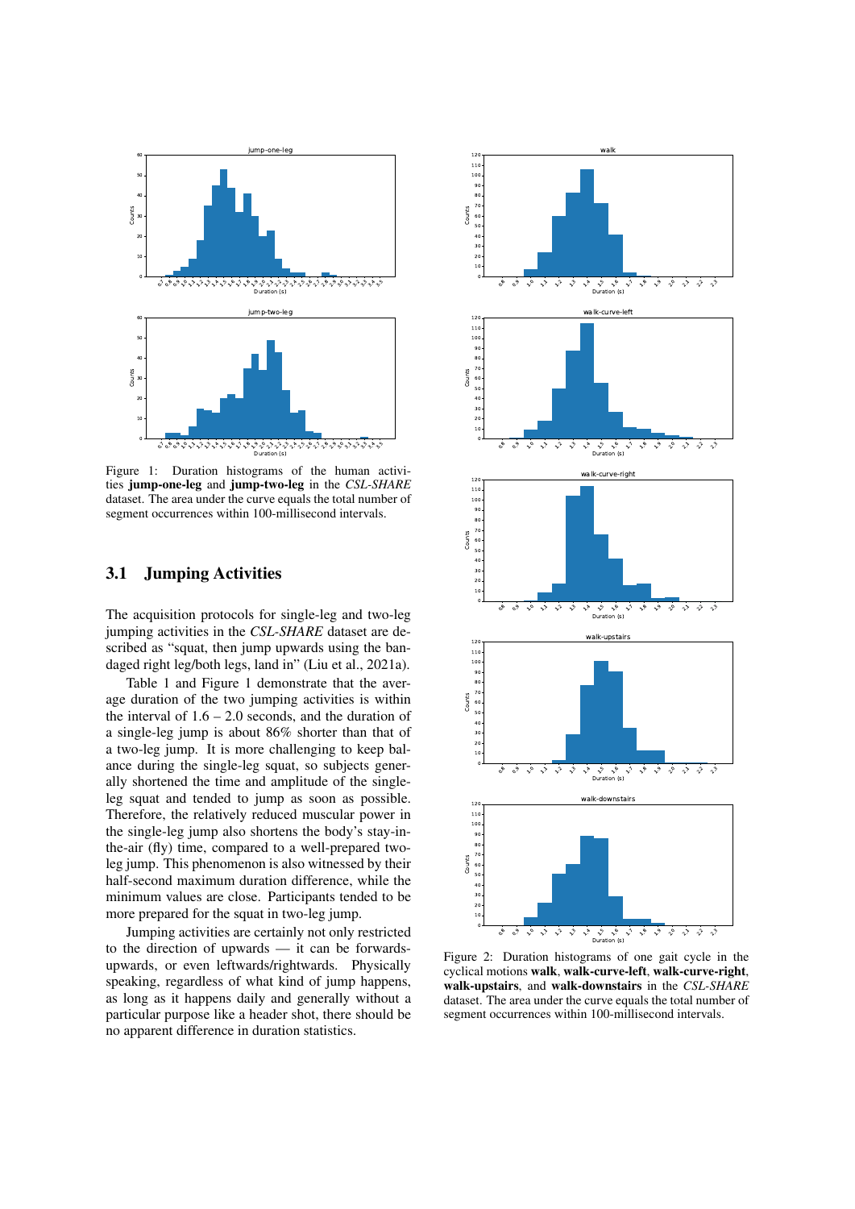Figure 1: Duration histograms of the human activities **jump-one-leg** and **jump-two-leg** in the *CSL-SHARE* dataset. The area under the curve equals the total number of segment occurrences within 100-millisecond intervals.

## 3.1 Jumping Activities

The acquisition protocols for single-leg and two-leg jumping activities in the *CSL-SHARE* dataset are described as "squat, then jump upwards using the bandaged right leg/both legs, land in" (Liu et al., 2021a).

Table 1 and Figure 1 demonstrate that the average duration of the two jumping activities is within the interval of 1.6 – 2.0 seconds, and the duration of a single-leg jump is about 86% shorter than that of a two-leg jump. It is more challenging to keep balance during the single-leg squat, so subjects generally shortened the time and amplitude of the single-leg squat and tended to jump as soon as possible. Therefore, the relatively reduced muscular power in the single-leg jump also shortens the body's stay-in-the-air (fly) time, compared to a well-prepared two-leg jump. This phenomenon is also witnessed by their half-second maximum duration difference, while the minimum values are close. Participants tended to be more prepared for the squat in two-leg jump.

Jumping activities are certainly not only restricted to the direction of upwards — it can be forwards-upwards, or even leftwards/rightwards. Physically speaking, regardless of what kind of jump happens, as long as it happens daily and generally without a particular purpose like a header shot, there should be no apparent difference in duration statistics.

Figure 2: Duration histograms of one gait cycle in the cyclical motions **walk**, **walk-curve-left**, **walk-curve-right**, **walk-upstairs**, and **walk-downstairs** in the *CSL-SHARE* dataset. The area under the curve equals the total number of segment occurrences within 100-millisecond intervals.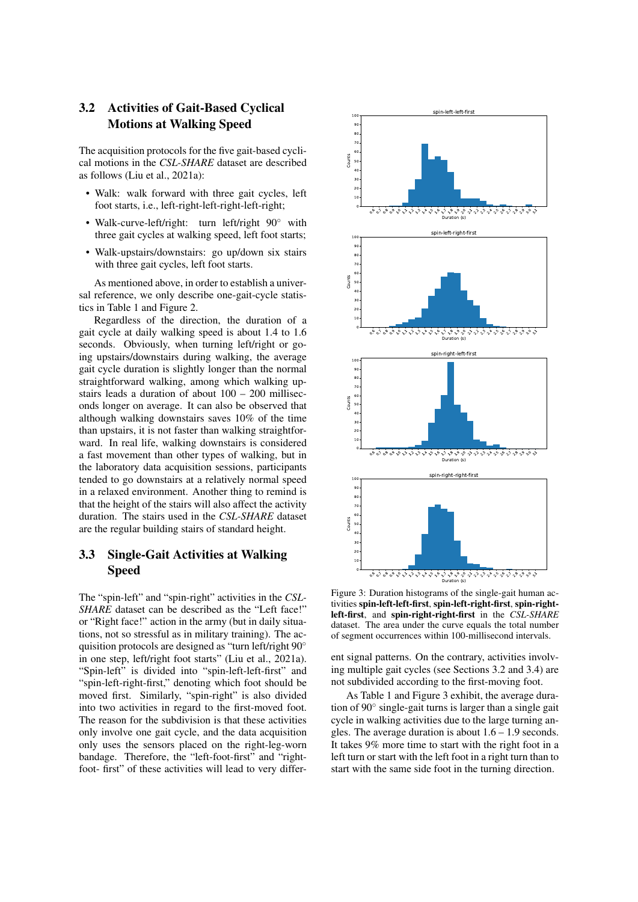### 3.2 Activities of Gait-Based Cyclical Motions at Walking Speed

The acquisition protocols for the five gait-based cyclical motions in the *CSL-SHARE* dataset are described as follows (Liu et al., 2021a):

- Walk: walk forward with three gait cycles, left foot starts, i.e., left-right-left-right-left-right;
- Walk-curve-left/right: turn left/right 90° with three gait cycles at walking speed, left foot starts;
- Walk-upstairs/downstairs: go up/down six stairs with three gait cycles, left foot starts.

As mentioned above, in order to establish a universal reference, we only describe one-gait-cycle statistics in Table 1 and Figure 2.

Regardless of the direction, the duration of a gait cycle at daily walking speed is about 1.4 to 1.6 seconds. Obviously, when turning left/right or going upstairs/downstairs during walking, the average gait cycle duration is slightly longer than the normal straightforward walking, among which walking upstairs leads a duration of about 100 – 200 milliseconds longer on average. It can also be observed that although walking downstairs saves 10% of the time than upstairs, it is not faster than walking straightforward. In real life, walking downstairs is considered a fast movement than other types of walking, but in the laboratory data acquisition sessions, participants tended to go downstairs at a relatively normal speed in a relaxed environment. Another thing to remind is that the height of the stairs will also affect the activity duration. The stairs used in the *CSL-SHARE* dataset are the regular building stairs of standard height.

### 3.3 Single-Gait Activities at Walking Speed

The "spin-left" and "spin-right" activities in the *CSL-SHARE* dataset can be described as the "Left face!" or "Right face!" action in the army (but in daily situations, not so stressful as in military training). The acquisition protocols are designed as "turn left/right 90° in one step, left/right foot starts" (Liu et al., 2021a). "Spin-left" is divided into "spin-left-left-first" and "spin-left-right-first," denoting which foot should be moved first. Similarly, "spin-right" is also divided into two activities in regard to the first-moved foot. The reason for the subdivision is that these activities only involve one gait cycle, and the data acquisition only uses the sensors placed on the right-leg-worn bandage. Therefore, the "left-foot-first" and "right-foot- first" of these activities will lead to very different signal patterns. On the contrary, activities involving multiple gait cycles (see Sections 3.2 and 3.4) are not subdivided according to the first-moving foot.

Figure 3: Duration histograms of the single-gait human activities **spin-left-left-first**, **spin-left-right-first**, **spin-right-left-first**, and **spin-right-right-first** in the *CSL-SHARE* dataset. The area under the curve equals the total number of segment occurrences within 100-millisecond intervals.

As Table 1 and Figure 3 exhibit, the average duration of 90° single-gait turns is larger than a single gait cycle in walking activities due to the large turning angles. The average duration is about 1.6 – 1.9 seconds. It takes 9% more time to start with the right foot in a left turn or start with the left foot in a right turn than to start with the same side foot in the turning direction.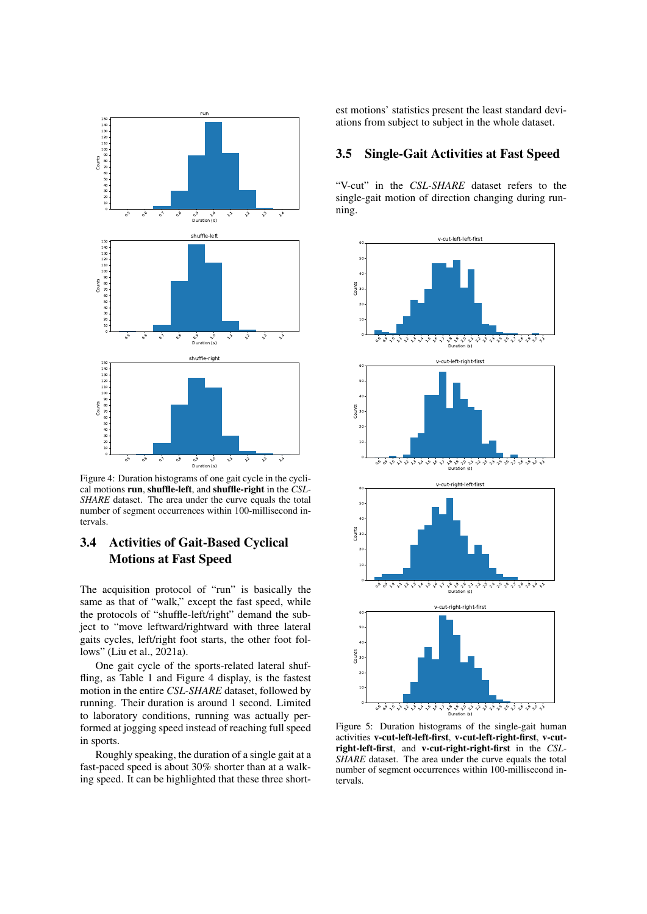Figure 4: Duration histograms of one gait cycle in the cyclical motions **run**, **shuffle-left**, and **shuffle-right** in the *CSL-SHARE* dataset. The area under the curve equals the total number of segment occurrences within 100-millisecond intervals.

### 3.4 Activities of Gait-Based Cyclical Motions at Fast Speed

The acquisition protocol of "run" is basically the same as that of "walk," except the fast speed, while the protocols of "shuffle-left/right" demand the subject to "move leftward/rightward with three lateral gaits cycles, left/right foot starts, the other foot follows" (Liu et al., 2021a).

One gait cycle of the sports-related lateral shuffling, as Table 1 and Figure 4 display, is the fastest motion in the entire *CSL-SHARE* dataset, followed by running. Their duration is around 1 second. Limited to laboratory conditions, running was actually performed at jogging speed instead of reaching full speed in sports.

Roughly speaking, the duration of a single gait at a fast-paced speed is about 30% shorter than at a walking speed. It can be highlighted that these three shortest motions' statistics present the least standard deviations from subject to subject in the whole dataset.

### 3.5 Single-Gait Activities at Fast Speed

"V-cut" in the *CSL-SHARE* dataset refers to the single-gait motion of direction changing during running.

Figure 5: Duration histograms of the single-gait human activities **v-cut-left-left-first**, **v-cut-left-right-first**, **v-cut-right-left-first**, and **v-cut-right-right-first** in the *CSL-SHARE* dataset. The area under the curve equals the total number of segment occurrences within 100-millisecond intervals.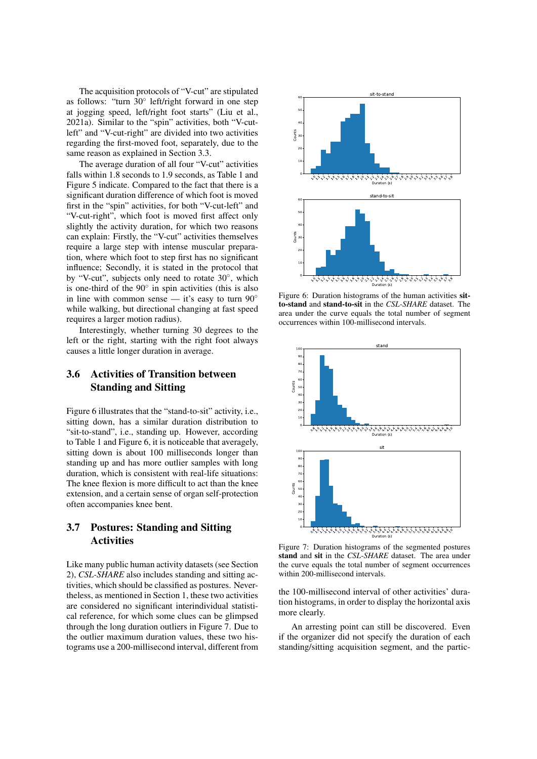The acquisition protocols of "V-cut" are stipulated as follows: "turn 30° left/right forward in one step at jogging speed, left/right foot starts" (Liu et al., 2021a). Similar to the "spin" activities, both "V-cut-left" and "V-cut-right" are divided into two activities regarding the first-moved foot, separately, due to the same reason as explained in Section 3.3.

The average duration of all four "V-cut" activities falls within 1.8 seconds to 1.9 seconds, as Table 1 and Figure 5 indicate. Compared to the fact that there is a significant duration difference of which foot is moved first in the "spin" activities, for both "V-cut-left" and "V-cut-right", which foot is moved first only slightly the activity duration, for which two reasons can explain: Firstly, the "V-cut" activities themselves require a large step with intense muscular preparation, where which foot to step first has no significant influence; Secondly, it is stated in the protocol that by "V-cut", subjects only need to rotate 30°, which is one-third of the 90° in spin activities (this is also in line with common sense — it's easy to turn 90° while walking, but directional changing at fast speed requires a larger motion radius).

Interestingly, whether turning 30 degrees to the left or the right, starting with the right foot always causes a little longer duration in average.

Figure 6: Duration histograms of the human activities **sit-to-stand** and **stand-to-sit** in the *CSL-SHARE* dataset. The area under the curve equals the total number of segment occurrences within 100-millisecond intervals.

## 3.6 Activities of Transition between Standing and Sitting

Figure 6 illustrates that the "stand-to-sit" activity, i.e., sitting down, has a similar duration distribution to "sit-to-stand", i.e., standing up. However, according to Table 1 and Figure 6, it is noticeable that averagely, sitting down is about 100 milliseconds longer than standing up and has more outlier samples with long duration, which is consistent with real-life situations: The knee flexion is more difficult to act than the knee extension, and a certain sense of organ self-protection often accompanies knee bent.

## 3.7 Postures: Standing and Sitting Activities

Like many public human activity datasets (see Section 2), *CSL-SHARE* also includes standing and sitting activities, which should be classified as postures. Nevertheless, as mentioned in Section 1, these two activities are considered no significant interindividual statistical reference, for which some clues can be glimpsed through the long duration outliers in Figure 7. Due to the outlier maximum duration values, these two histograms use a 200-millisecond interval, different from the 100-millisecond interval of other activities' duration histograms, in order to display the horizontal axis more clearly.

Figure 7: Duration histograms of the segmented postures **stand** and **sit** in the *CSL-SHARE* dataset. The area under the curve equals the total number of segment occurrences within 200-millisecond intervals.

An arresting point can still be discovered. Even if the organizer did not specify the duration of each standing/sitting acquisition segment, and the partic-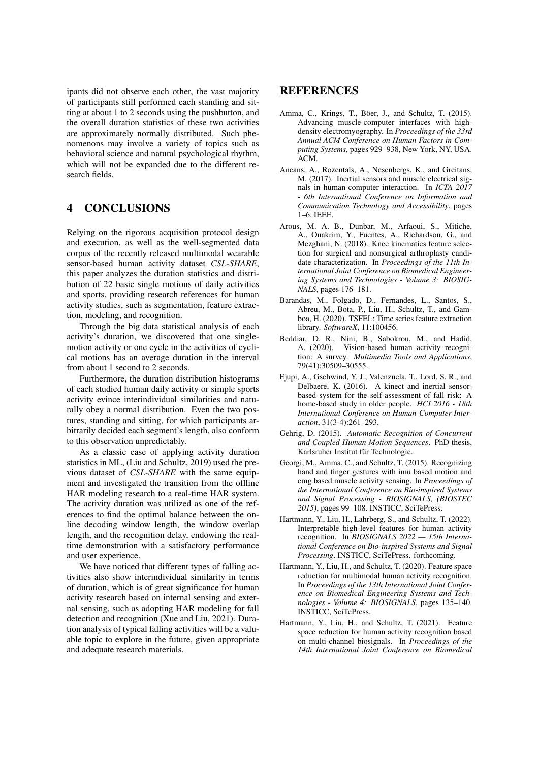ipants did not observe each other, the vast majority of participants still performed each standing and sitting at about 1 to 2 seconds using the pushbutton, and the overall duration statistics of these two activities are approximately normally distributed. Such phenomenons may involve a variety of topics such as behavioral science and natural psychological rhythm, which will not be expanded due to the different research fields.

## 4 CONCLUSIONS

Relying on the rigorous acquisition protocol design and execution, as well as the well-segmented data corpus of the recently released multimodal wearable sensor-based human activity dataset *CSL-SHARE*, this paper analyzes the duration statistics and distribution of 22 basic single motions of daily activities and sports, providing research references for human activity studies, such as segmentation, feature extraction, modeling, and recognition.

Through the big data statistical analysis of each activity's duration, we discovered that one single-motion activity or one cycle in the activities of cyclical motions has an average duration in the interval from about 1 second to 2 seconds.

Furthermore, the duration distribution histograms of each studied human daily activity or simple sports activity evince interindividual similarities and naturally obey a normal distribution. Even the two postures, standing and sitting, for which participants arbitrarily decided each segment's length, also conform to this observation unpredictably.

As a classic case of applying activity duration statistics in ML, (Liu and Schultz, 2019) used the previous dataset of *CSL-SHARE* with the same equipment and investigated the transition from the offline HAR modeling research to a real-time HAR system. The activity duration was utilized as one of the references to find the optimal balance between the online decoding window length, the window overlap length, and the recognition delay, endowing the real-time demonstration with a satisfactory performance and user experience.

We have noticed that different types of falling activities also show interindividual similarity in terms of duration, which is of great significance for human activity research based on internal sensing and external sensing, such as adopting HAR modeling for fall detection and recognition (Xue and Liu, 2021). Duration analysis of typical falling activities will be a valuable topic to explore in the future, given appropriate and adequate research materials.

## REFERENCES

Amma, C., Krings, T., Böer, J., and Schultz, T. (2015). Advancing muscle-computer interfaces with high-density electromyography. In *Proceedings of the 33rd Annual ACM Conference on Human Factors in Computing Systems*, pages 929–938, New York, NY, USA. ACM.

Ancans, A., Rozentals, A., Nesenbergs, K., and Greitans, M. (2017). Inertial sensors and muscle electrical signals in human-computer interaction. In *ICTA 2017 - 6th International Conference on Information and Communication Technology and Accessibility*, pages 1–6. IEEE.

Arous, M. A. B., Dunbar, M., Arfaoui, S., Mitiche, A., Ouakrim, Y., Fuentes, A., Richardson, G., and Mezghani, N. (2018). Knee kinematics feature selection for surgical and nonsurgical arthroplasty candidate characterization. In *Proceedings of the 11th International Joint Conference on Biomedical Engineering Systems and Technologies - Volume 3: BIOSIGNALS*, pages 176–181.

Barandas, M., Folgado, D., Fernandes, L., Santos, S., Abreu, M., Bota, P., Liu, H., Schultz, T., and Gamboa, H. (2020). TSFEL: Time series feature extraction library. *SoftwareX*, 11:100456.

Beddiar, D. R., Nini, B., Sabokrou, M., and Hadid, A. (2020). Vision-based human activity recognition: A survey. *Multimedia Tools and Applications*, 79(41):30509–30555.

Ejupi, A., Gschwind, Y. J., Valenzuela, T., Lord, S. R., and Delbaere, K. (2016). A kinect and inertial sensor-based system for the self-assessment of fall risk: A home-based study in older people. *HCI 2016 - 18th International Conference on Human-Computer Interaction*, 31(3-4):261–293.

Gehrig, D. (2015). *Automatic Recognition of Concurrent and Coupled Human Motion Sequences*. PhD thesis, Karlsruher Institut für Technologie.

Georgi, M., Amma, C., and Schultz, T. (2015). Recognizing hand and finger gestures with imu based motion and emg based muscle activity sensing. In *Proceedings of the International Conference on Bio-inspired Systems and Signal Processing - BIOSIGNALS, (BIOSTEC 2015)*, pages 99–108. INSTICC, SciTePress.

Hartmann, Y., Liu, H., Lahrberg, S., and Schultz, T. (2022). Interpretable high-level features for human activity recognition. In *BIOSIGNALS 2022 — 15th International Conference on Bio-inspired Systems and Signal Processing*. INSTICC, SciTePress. forthcoming.

Hartmann, Y., Liu, H., and Schultz, T. (2020). Feature space reduction for multimodal human activity recognition. In *Proceedings of the 13th International Joint Conference on Biomedical Engineering Systems and Technologies - Volume 4: BIOSIGNALS*, pages 135–140. INSTICC, SciTePress.

Hartmann, Y., Liu, H., and Schultz, T. (2021). Feature space reduction for human activity recognition based on multi-channel biosignals. In *Proceedings of the 14th International Joint Conference on Biomedical*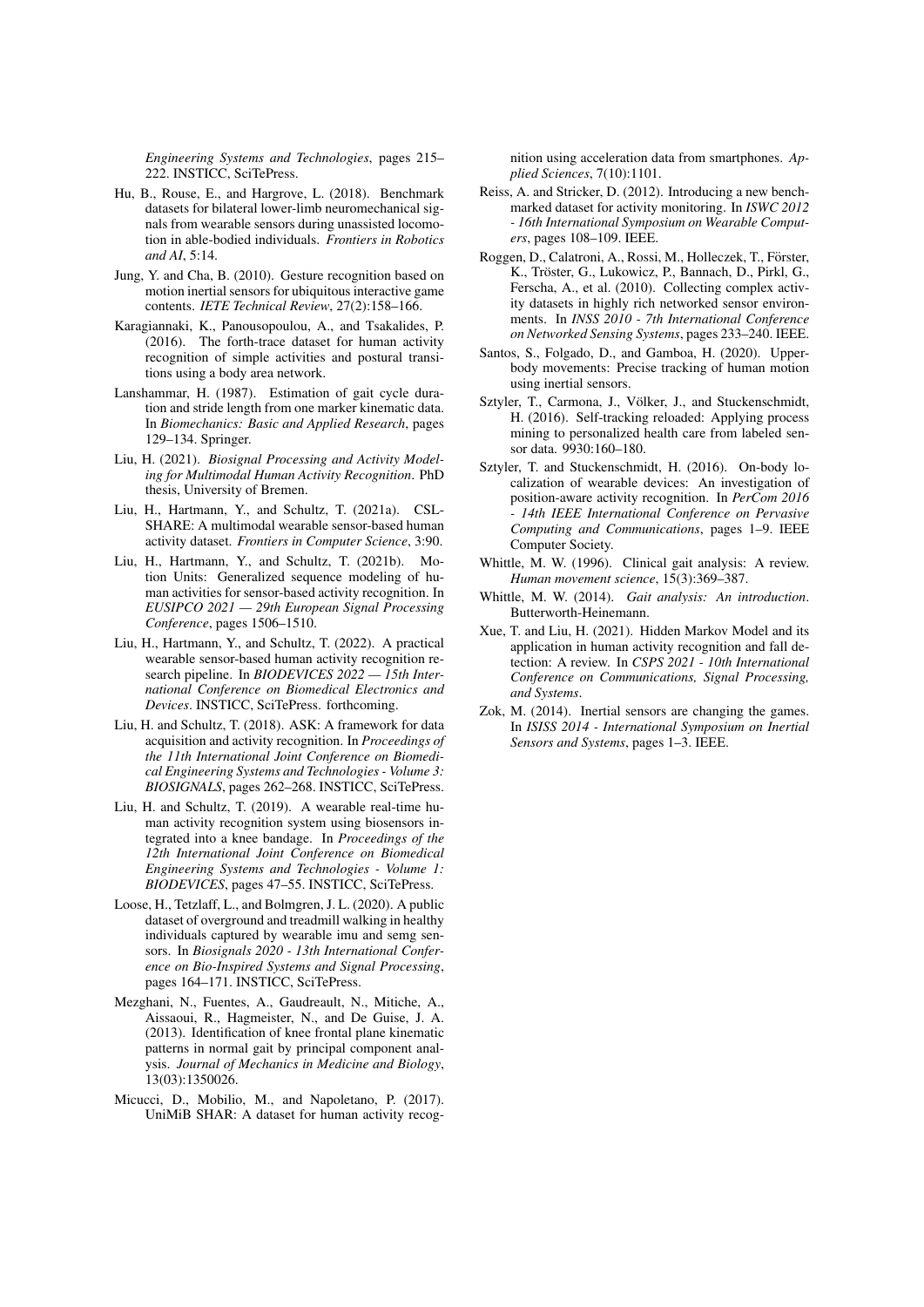*Engineering Systems and Technologies*, pages 215–222. INSTICC, SciTePress.

Hu, B., Rouse, E., and Hargrove, L. (2018). Benchmark datasets for bilateral lower-limb neuromechanical signals from wearable sensors during unassisted locomotion in able-bodied individuals. *Frontiers in Robotics and AI*, 5:14.

Jung, Y. and Cha, B. (2010). Gesture recognition based on motion inertial sensors for ubiquitous interactive game contents. *IETE Technical Review*, 27(2):158–166.

Karagiannaki, K., Panousopoulou, A., and Tsakalides, P. (2016). The forth-trace dataset for human activity recognition of simple activities and postural transitions using a body area network.

Lanshammar, H. (1987). Estimation of gait cycle duration and stride length from one marker kinematic data. In *Biomechanics: Basic and Applied Research*, pages 129–134. Springer.

Liu, H. (2021). *Biosignal Processing and Activity Modeling for Multimodal Human Activity Recognition*. PhD thesis, University of Bremen.

Liu, H., Hartmann, Y., and Schultz, T. (2021a). CSL-SHARE: A multimodal wearable sensor-based human activity dataset. *Frontiers in Computer Science*, 3:90.

Liu, H., Hartmann, Y., and Schultz, T. (2021b). Motion Units: Generalized sequence modeling of human activities for sensor-based activity recognition. In *EUSIPCO 2021 — 29th European Signal Processing Conference*, pages 1506–1510.

Liu, H., Hartmann, Y., and Schultz, T. (2022). A practical wearable sensor-based human activity recognition research pipeline. In *BIODEVICES 2022 — 15th International Conference on Biomedical Electronics and Devices*. INSTICC, SciTePress. forthcoming.

Liu, H. and Schultz, T. (2018). ASK: A framework for data acquisition and activity recognition. In *Proceedings of the 11th International Joint Conference on Biomedical Engineering Systems and Technologies - Volume 3: BIOSIGNALS*, pages 262–268. INSTICC, SciTePress.

Liu, H. and Schultz, T. (2019). A wearable real-time human activity recognition system using biosensors integrated into a knee bandage. In *Proceedings of the 12th International Joint Conference on Biomedical Engineering Systems and Technologies - Volume 1: BIODEVICES*, pages 47–55. INSTICC, SciTePress.

Loose, H., Tetzlaff, L., and Bolmgren, J. L. (2020). A public dataset of overground and treadmill walking in healthy individuals captured by wearable imu and semg sensors. In *Biosignals 2020 - 13th International Conference on Bio-Inspired Systems and Signal Processing*, pages 164–171. INSTICC, SciTePress.

Mezghani, N., Fuentes, A., Gaudreault, N., Mitiche, A., Aissaoui, R., Hagmeister, N., and De Guise, J. A. (2013). Identification of knee frontal plane kinematic patterns in normal gait by principal component analysis. *Journal of Mechanics in Medicine and Biology*, 13(03):1350026.

Micucci, D., Mobilio, M., and Napoletano, P. (2017). UniMiB SHAR: A dataset for human activity recognition using acceleration data from smartphones. *Applied Sciences*, 7(10):1101.

Reiss, A. and Stricker, D. (2012). Introducing a new benchmarked dataset for activity monitoring. In *ISWC 2012 - 16th International Symposium on Wearable Computers*, pages 108–109. IEEE.

Roggen, D., Calatroni, A., Rossi, M., Holleczek, T., Förster, K., Tröster, G., Lukowicz, P., Bannach, D., Pirkl, G., Ferscha, A., et al. (2010). Collecting complex activity datasets in highly rich networked sensor environments. In *INSS 2010 - 7th International Conference on Networked Sensing Systems*, pages 233–240. IEEE.

Santos, S., Folgado, D., and Gamboa, H. (2020). Upper-body movements: Precise tracking of human motion using inertial sensors.

Sztyler, T., Carmona, J., Völker, J., and Stuckenschmidt, H. (2016). Self-tracking reloaded: Applying process mining to personalized health care from labeled sensor data. 9930:160–180.

Sztyler, T. and Stuckenschmidt, H. (2016). On-body localization of wearable devices: An investigation of position-aware activity recognition. In *PerCom 2016 - 14th IEEE International Conference on Pervasive Computing and Communications*, pages 1–9. IEEE Computer Society.

Whittle, M. W. (1996). Clinical gait analysis: A review. *Human movement science*, 15(3):369–387.

Whittle, M. W. (2014). *Gait analysis: An introduction*. Butterworth-Heinemann.

Xue, T. and Liu, H. (2021). Hidden Markov Model and its application in human activity recognition and fall detection: A review. In *CSPS 2021 - 10th International Conference on Communications, Signal Processing, and Systems*.

Zok, M. (2014). Inertial sensors are changing the games. In *ISISS 2014 - International Symposium on Inertial Sensors and Systems*, pages 1–3. IEEE.